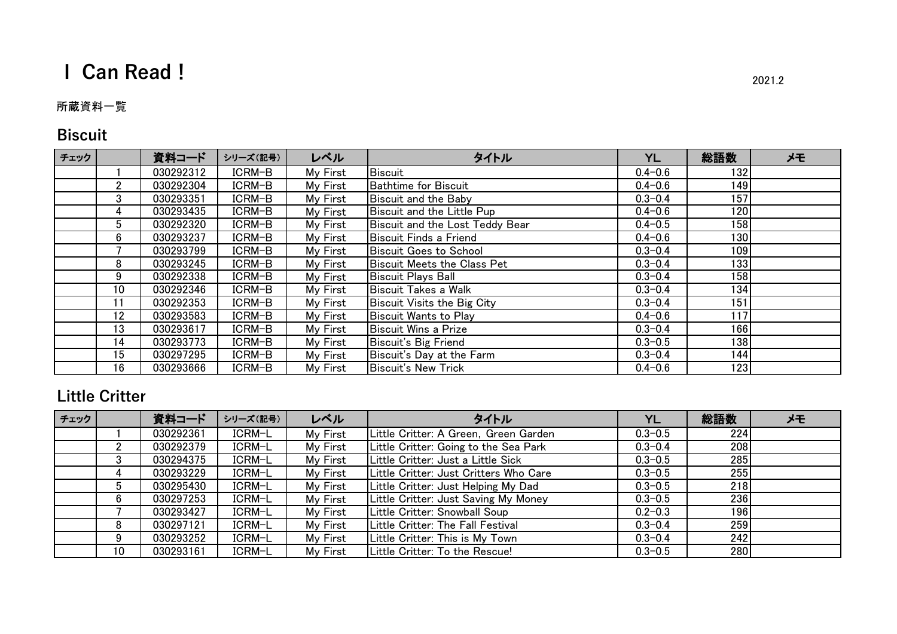# I Can Read !

2021.2

所蔵資料一覧

## Biscuit

| チェック | | 資料コード | シリーズ(記号) | レベル | タイトル | YL | 総語数 | メモ |
|---|---|---|---|---|---|---|---|---|
| | 1 | 030292312 | ICRM-B | My First | Biscuit | 0.4-0.6 | 132 | |
| | 2 | 030292304 | ICRM-B | My First | Bathtime for Biscuit | 0.4-0.6 | 149 | |
| | 3 | 030293351 | ICRM-B | My First | Biscuit and the Baby | 0.3-0.4 | 157 | |
| | 4 | 030293435 | ICRM-B | My First | Biscuit and the Little Pup | 0.4-0.6 | 120 | |
| | 5 | 030292320 | ICRM-B | My First | Biscuit and the Lost Teddy Bear | 0.4-0.5 | 158 | |
| | 6 | 030293237 | ICRM-B | My First | Biscuit Finds a Friend | 0.4-0.6 | 130 | |
| | 7 | 030293799 | ICRM-B | My First | Biscuit Goes to School | 0.3-0.4 | 109 | |
| | 8 | 030293245 | ICRM-B | My First | Biscuit Meets the Class Pet | 0.3-0.4 | 133 | |
| | 9 | 030292338 | ICRM-B | My First | Biscuit Plays Ball | 0.3-0.4 | 158 | |
| | 10 | 030292346 | ICRM-B | My First | Biscuit Takes a Walk | 0.3-0.4 | 134 | |
| | 11 | 030292353 | ICRM-B | My First | Biscuit Visits the Big City | 0.3-0.4 | 151 | |
| | 12 | 030293583 | ICRM-B | My First | Biscuit Wants to Play | 0.4-0.6 | 117 | |
| | 13 | 030293617 | ICRM-B | My First | Biscuit Wins a Prize | 0.3-0.4 | 166 | |
| | 14 | 030293773 | ICRM-B | My First | Biscuit's Big Friend | 0.3-0.5 | 138 | |
| | 15 | 030297295 | ICRM-B | My First | Biscuit's Day at the Farm | 0.3-0.4 | 144 | |
| | 16 | 030293666 | ICRM-B | My First | Biscuit's New Trick | 0.4-0.6 | 123 | |

## Little Critter

| チェック | | 資料コード | シリーズ(記号) | レベル | タイトル | YL | 総語数 | メモ |
|---|---|---|---|---|---|---|---|---|
| | 1 | 030292361 | ICRM-L | My First | Little Critter: A Green, Green Garden | 0.3-0.5 | 224 | |
| | 2 | 030292379 | ICRM-L | My First | Little Critter: Going to the Sea Park | 0.3-0.4 | 208 | |
| | 3 | 030294375 | ICRM-L | My First | Little Critter: Just a Little Sick | 0.3-0.5 | 285 | |
| | 4 | 030293229 | ICRM-L | My First | Little Critter: Just Critters Who Care | 0.3-0.5 | 255 | |
| | 5 | 030295430 | ICRM-L | My First | Little Critter: Just Helping My Dad | 0.3-0.5 | 218 | |
| | 6 | 030297253 | ICRM-L | My First | Little Critter: Just Saving My Money | 0.3-0.5 | 236 | |
| | 7 | 030293427 | ICRM-L | My First | Little Critter: Snowball Soup | 0.2-0.3 | 196 | |
| | 8 | 030297121 | ICRM-L | My First | Little Critter: The Fall Festival | 0.3-0.4 | 259 | |
| | 9 | 030293252 | ICRM-L | My First | Little Critter: This is My Town | 0.3-0.4 | 242 | |
| | 10 | 030293161 | ICRM-L | My First | Little Critter: To the Rescue! | 0.3-0.5 | 280 | |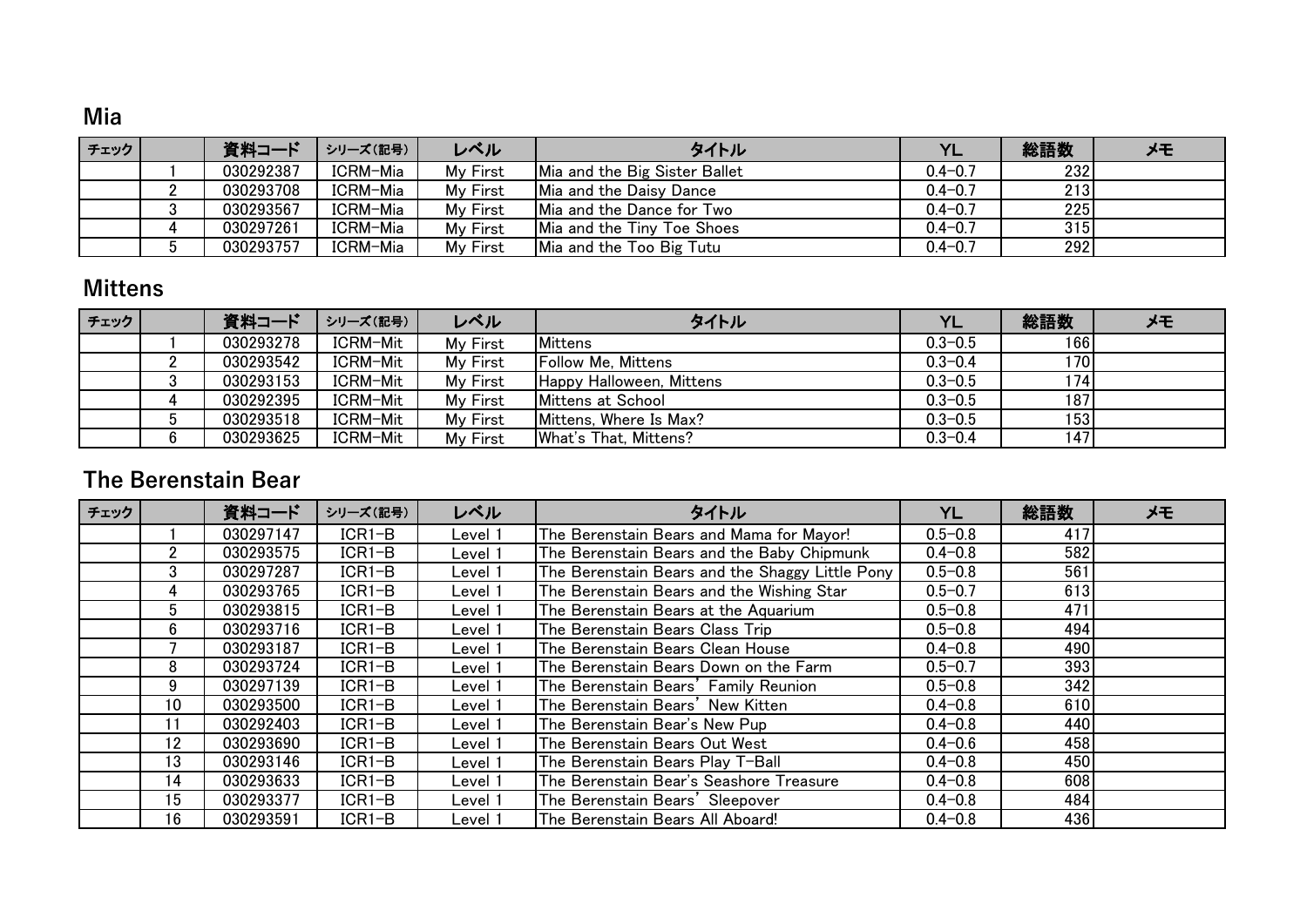## Mia

| チェック | | 資料コード | シリーズ(記号) | レベル | タイトル | YL | 総語数 | メモ |
|---|---|---|---|---|---|---|---|---|
| | 1 | 030292387 | ICRM-Mia | My First | Mia and the Big Sister Ballet | 0.4-0.7 | 232 | |
| | 2 | 030293708 | ICRM-Mia | My First | Mia and the Daisy Dance | 0.4-0.7 | 213 | |
| | 3 | 030293567 | ICRM-Mia | My First | Mia and the Dance for Two | 0.4-0.7 | 225 | |
| | 4 | 030297261 | ICRM-Mia | My First | Mia and the Tiny Toe Shoes | 0.4-0.7 | 315 | |
| | 5 | 030293757 | ICRM-Mia | My First | Mia and the Too Big Tutu | 0.4-0.7 | 292 | |

## Mittens

| チェック | | 資料コード | シリーズ(記号) | レベル | タイトル | YL | 総語数 | メモ |
|---|---|---|---|---|---|---|---|---|
| | 1 | 030293278 | ICRM-Mit | My First | Mittens | 0.3-0.5 | 166 | |
| | 2 | 030293542 | ICRM-Mit | My First | Follow Me, Mittens | 0.3-0.4 | 170 | |
| | 3 | 030293153 | ICRM-Mit | My First | Happy Halloween, Mittens | 0.3-0.5 | 174 | |
| | 4 | 030292395 | ICRM-Mit | My First | Mittens at School | 0.3-0.5 | 187 | |
| | 5 | 030293518 | ICRM-Mit | My First | Mittens, Where Is Max? | 0.3-0.5 | 153 | |
| | 6 | 030293625 | ICRM-Mit | My First | What's That, Mittens? | 0.3-0.4 | 147 | |

## The Berenstain Bear

| チェック | | 資料コード | シリーズ(記号) | レベル | タイトル | YL | 総語数 | メモ |
|---|---|---|---|---|---|---|---|---|
| | 1 | 030297147 | ICR1-B | Level 1 | The Berenstain Bears and Mama for Mayor! | 0.5-0.8 | 417 | |
| | 2 | 030293575 | ICR1-B | Level 1 | The Berenstain Bears and the Baby Chipmunk | 0.4-0.8 | 582 | |
| | 3 | 030297287 | ICR1-B | Level 1 | The Berenstain Bears and the Shaggy Little Pony | 0.5-0.8 | 561 | |
| | 4 | 030293765 | ICR1-B | Level 1 | The Berenstain Bears and the Wishing Star | 0.5-0.7 | 613 | |
| | 5 | 030293815 | ICR1-B | Level 1 | The Berenstain Bears at the Aquarium | 0.5-0.8 | 471 | |
| | 6 | 030293716 | ICR1-B | Level 1 | The Berenstain Bears Class Trip | 0.5-0.8 | 494 | |
| | 7 | 030293187 | ICR1-B | Level 1 | The Berenstain Bears Clean House | 0.4-0.8 | 490 | |
| | 8 | 030293724 | ICR1-B | Level 1 | The Berenstain Bears Down on the Farm | 0.5-0.7 | 393 | |
| | 9 | 030297139 | ICR1-B | Level 1 | The Berenstain Bears' Family Reunion | 0.5-0.8 | 342 | |
| | 10 | 030293500 | ICR1-B | Level 1 | The Berenstain Bears' New Kitten | 0.4-0.8 | 610 | |
| | 11 | 030292403 | ICR1-B | Level 1 | The Berenstain Bear's New Pup | 0.4-0.8 | 440 | |
| | 12 | 030293690 | ICR1-B | Level 1 | The Berenstain Bears Out West | 0.4-0.6 | 458 | |
| | 13 | 030293146 | ICR1-B | Level 1 | The Berenstain Bears Play T-Ball | 0.4-0.8 | 450 | |
| | 14 | 030293633 | ICR1-B | Level 1 | The Berenstain Bear's Seashore Treasure | 0.4-0.8 | 608 | |
| | 15 | 030293377 | ICR1-B | Level 1 | The Berenstain Bears' Sleepover | 0.4-0.8 | 484 | |
| | 16 | 030293591 | ICR1-B | Level 1 | The Berenstain Bears All Aboard! | 0.4-0.8 | 436 | |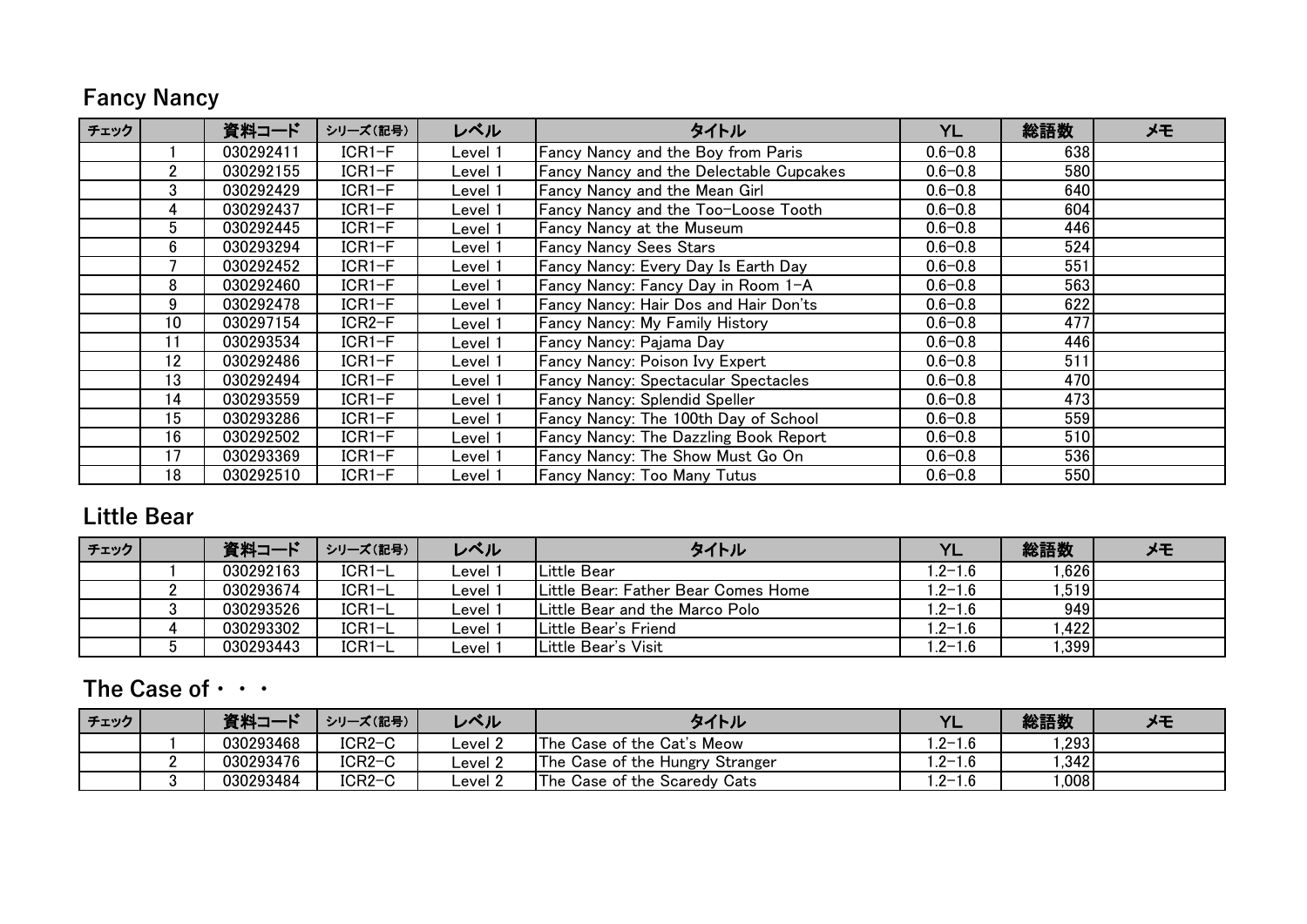## Fancy Nancy

| チェック | | 資料コード | シリーズ(記号) | レベル | タイトル | YL | 総語数 | メモ |
|---|---|---|---|---|---|---|---|---|
| | 1 | 030292411 | ICR1-F | Level 1 | Fancy Nancy and the Boy from Paris | 0.6-0.8 | 638 | |
| | 2 | 030292155 | ICR1-F | Level 1 | Fancy Nancy and the Delectable Cupcakes | 0.6-0.8 | 580 | |
| | 3 | 030292429 | ICR1-F | Level 1 | Fancy Nancy and the Mean Girl | 0.6-0.8 | 640 | |
| | 4 | 030292437 | ICR1-F | Level 1 | Fancy Nancy and the Too-Loose Tooth | 0.6-0.8 | 604 | |
| | 5 | 030292445 | ICR1-F | Level 1 | Fancy Nancy at the Museum | 0.6-0.8 | 446 | |
| | 6 | 030293294 | ICR1-F | Level 1 | Fancy Nancy Sees Stars | 0.6-0.8 | 524 | |
| | 7 | 030292452 | ICR1-F | Level 1 | Fancy Nancy: Every Day Is Earth Day | 0.6-0.8 | 551 | |
| | 8 | 030292460 | ICR1-F | Level 1 | Fancy Nancy: Fancy Day in Room 1-A | 0.6-0.8 | 563 | |
| | 9 | 030292478 | ICR1-F | Level 1 | Fancy Nancy: Hair Dos and Hair Don'ts | 0.6-0.8 | 622 | |
| | 10 | 030297154 | ICR2-F | Level 1 | Fancy Nancy: My Family History | 0.6-0.8 | 477 | |
| | 11 | 030293534 | ICR1-F | Level 1 | Fancy Nancy: Pajama Day | 0.6-0.8 | 446 | |
| | 12 | 030292486 | ICR1-F | Level 1 | Fancy Nancy: Poison Ivy Expert | 0.6-0.8 | 511 | |
| | 13 | 030292494 | ICR1-F | Level 1 | Fancy Nancy: Spectacular Spectacles | 0.6-0.8 | 470 | |
| | 14 | 030293559 | ICR1-F | Level 1 | Fancy Nancy: Splendid Speller | 0.6-0.8 | 473 | |
| | 15 | 030293286 | ICR1-F | Level 1 | Fancy Nancy: The 100th Day of School | 0.6-0.8 | 559 | |
| | 16 | 030292502 | ICR1-F | Level 1 | Fancy Nancy: The Dazzling Book Report | 0.6-0.8 | 510 | |
| | 17 | 030293369 | ICR1-F | Level 1 | Fancy Nancy: The Show Must Go On | 0.6-0.8 | 536 | |
| | 18 | 030292510 | ICR1-F | Level 1 | Fancy Nancy: Too Many Tutus | 0.6-0.8 | 550 | |

## Little Bear

| チェック | | 資料コード | シリーズ(記号) | レベル | タイトル | YL | 総語数 | メモ |
|---|---|---|---|---|---|---|---|---|
| | 1 | 030292163 | ICR1-L | Level 1 | Little Bear | 1.2-1.6 | 1,626 | |
| | 2 | 030293674 | ICR1-L | Level 1 | Little Bear: Father Bear Comes Home | 1.2-1.6 | 1,519 | |
| | 3 | 030293526 | ICR1-L | Level 1 | Little Bear and the Marco Polo | 1.2-1.6 | 949 | |
| | 4 | 030293302 | ICR1-L | Level 1 | Little Bear's Friend | 1.2-1.6 | 1,422 | |
| | 5 | 030293443 | ICR1-L | Level 1 | Little Bear's Visit | 1.2-1.6 | 1,399 | |

## The Case of・・・

| チェック | | 資料コード | シリーズ(記号) | レベル | タイトル | YL | 総語数 | メモ |
|---|---|---|---|---|---|---|---|---|
| | 1 | 030293468 | ICR2-C | Level 2 | The Case of the Cat's Meow | 1.2-1.6 | 1,293 | |
| | 2 | 030293476 | ICR2-C | Level 2 | The Case of the Hungry Stranger | 1.2-1.6 | 1,342 | |
| | 3 | 030293484 | ICR2-C | Level 2 | The Case of the Scaredy Cats | 1.2-1.6 | 1,008 | |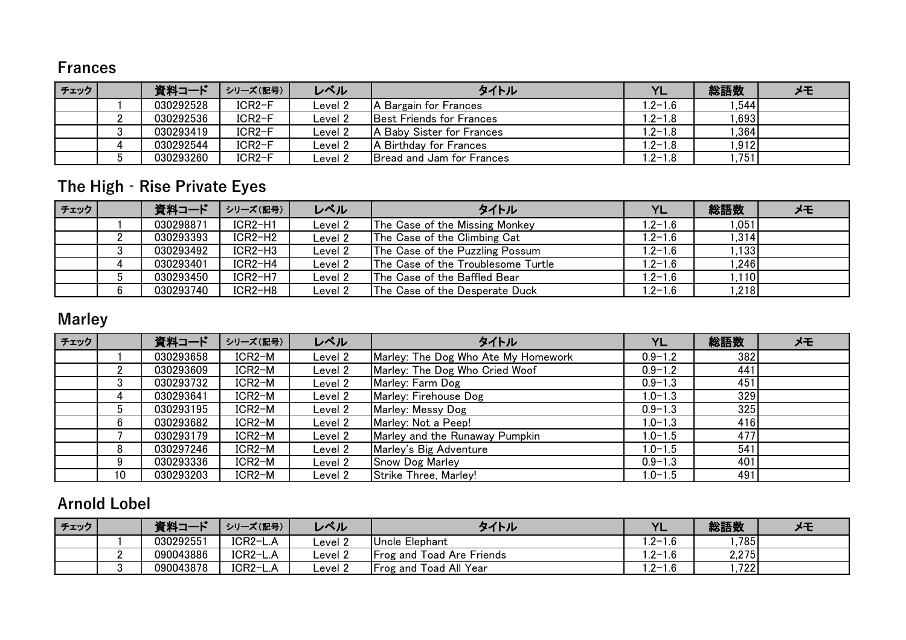## Frances

| チェック | | 資料コード | シリーズ(記号) | レベル | タイトル | YL | 総語数 | メモ |
|---|---|---|---|---|---|---|---|---|
| | 1 | 030292528 | ICR2-F | Level 2 | A Bargain for Frances | 1.2-1.6 | 1,544 | |
| | 2 | 030292536 | ICR2-F | Level 2 | Best Friends for Frances | 1.2-1.8 | 1,693 | |
| | 3 | 030293419 | ICR2-F | Level 2 | A Baby Sister for Frances | 1.2-1.8 | 1,364 | |
| | 4 | 030292544 | ICR2-F | Level 2 | A Birthday for Frances | 1.2-1.8 | 1,912 | |
| | 5 | 030293260 | ICR2-F | Level 2 | Bread and Jam for Frances | 1.2-1.8 | 1,751 | |

## The High - Rise Private Eyes

| チェック | | 資料コード | シリーズ(記号) | レベル | タイトル | YL | 総語数 | メモ |
|---|---|---|---|---|---|---|---|---|
| | 1 | 030298871 | ICR2-H1 | Level 2 | The Case of the Missing Monkey | 1.2-1.6 | 1,051 | |
| | 2 | 030293393 | ICR2-H2 | Level 2 | The Case of the Climbing Cat | 1.2-1.6 | 1,314 | |
| | 3 | 030293492 | ICR2-H3 | Level 2 | The Case of the Puzzling Possum | 1.2-1.6 | 1,133 | |
| | 4 | 030293401 | ICR2-H4 | Level 2 | The Case of the Troublesome Turtle | 1.2-1.6 | 1,246 | |
| | 5 | 030293450 | ICR2-H7 | Level 2 | The Case of the Baffled Bear | 1.2-1.6 | 1,110 | |
| | 6 | 030293740 | ICR2-H8 | Level 2 | The Case of the Desperate Duck | 1.2-1.6 | 1,218 | |

## Marley

| チェック | | 資料コード | シリーズ(記号) | レベル | タイトル | YL | 総語数 | メモ |
|---|---|---|---|---|---|---|---|---|
| | 1 | 030293658 | ICR2-M | Level 2 | Marley: The Dog Who Ate My Homework | 0.9-1.2 | 382 | |
| | 2 | 030293609 | ICR2-M | Level 2 | Marley: The Dog Who Cried Woof | 0.9-1.2 | 441 | |
| | 3 | 030293732 | ICR2-M | Level 2 | Marley: Farm Dog | 0.9-1.3 | 451 | |
| | 4 | 030293641 | ICR2-M | Level 2 | Marley: Firehouse Dog | 1.0-1.3 | 329 | |
| | 5 | 030293195 | ICR2-M | Level 2 | Marley: Messy Dog | 0.9-1.3 | 325 | |
| | 6 | 030293682 | ICR2-M | Level 2 | Marley: Not a Peep! | 1.0-1.3 | 416 | |
| | 7 | 030293179 | ICR2-M | Level 2 | Marley and the Runaway Pumpkin | 1.0-1.5 | 477 | |
| | 8 | 030297246 | ICR2-M | Level 2 | Marley's Big Adventure | 1.0-1.5 | 541 | |
| | 9 | 030293336 | ICR2-M | Level 2 | Snow Dog Marley | 0.9-1.3 | 401 | |
| | 10 | 030293203 | ICR2-M | Level 2 | Strike Three, Marley! | 1.0-1.5 | 491 | |

## Arnold Lobel

| チェック | | 資料コード | シリーズ(記号) | レベル | タイトル | YL | 総語数 | メモ |
|---|---|---|---|---|---|---|---|---|
| | 1 | 030292551 | ICR2-L.A | Level 2 | Uncle Elephant | 1.2-1.6 | 1,785 | |
| | 2 | 090043886 | ICR2-L.A | Level 2 | Frog and Toad Are Friends | 1.2-1.6 | 2,275 | |
| | 3 | 090043878 | ICR2-L.A | Level 2 | Frog and Toad All Year | 1.2-1.6 | 1,722 | |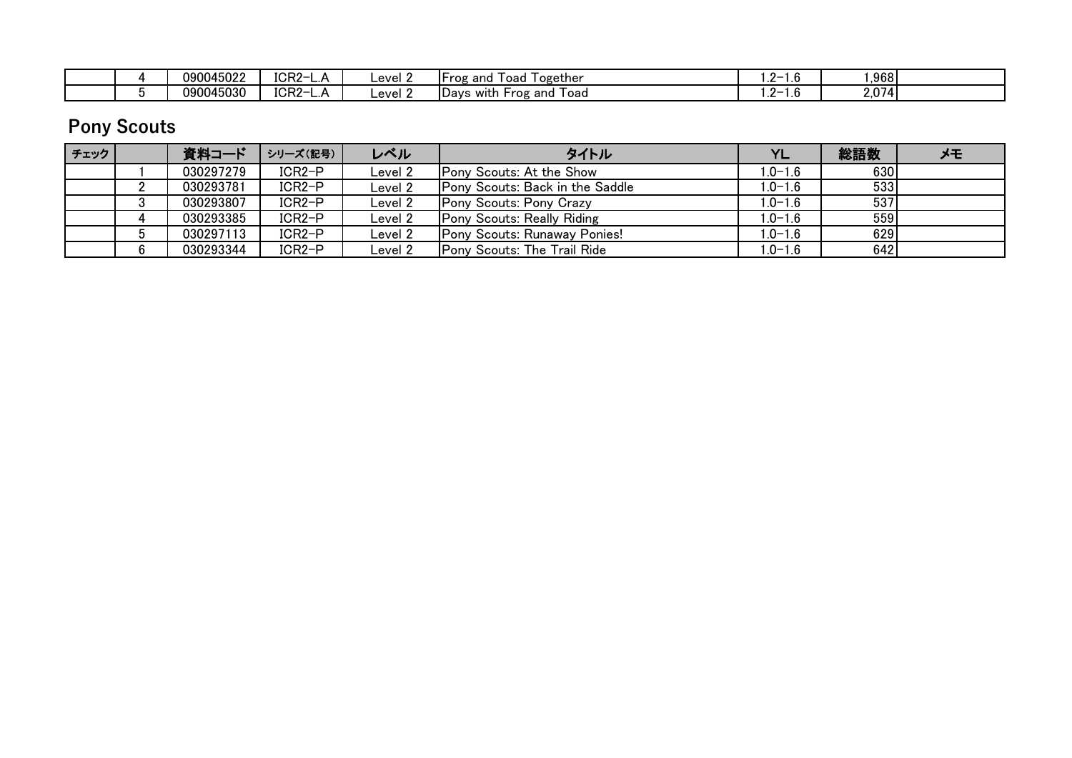| | | | | | | | | |
|---|---|---|---|---|---|---|---|---|
| | 4 | 090045022 | ICR2-L.A | Level 2 | Frog and Toad Together | 1.2-1.6 | 1,968 | |
| | 5 | 090045030 | ICR2-L.A | Level 2 | Days with Frog and Toad | 1.2-1.6 | 2,074 | |

## Pony Scouts

| チェック | | 資料コード | シリーズ(記号) | レベル | タイトル | YL | 総語数 | メモ |
|---|---|---|---|---|---|---|---|---|
| | 1 | 030297279 | ICR2-P | Level 2 | Pony Scouts: At the Show | 1.0-1.6 | 630 | |
| | 2 | 030293781 | ICR2-P | Level 2 | Pony Scouts: Back in the Saddle | 1.0-1.6 | 533 | |
| | 3 | 030293807 | ICR2-P | Level 2 | Pony Scouts: Pony Crazy | 1.0-1.6 | 537 | |
| | 4 | 030293385 | ICR2-P | Level 2 | Pony Scouts: Really Riding | 1.0-1.6 | 559 | |
| | 5 | 030297113 | ICR2-P | Level 2 | Pony Scouts: Runaway Ponies! | 1.0-1.6 | 629 | |
| | 6 | 030293344 | ICR2-P | Level 2 | Pony Scouts: The Trail Ride | 1.0-1.6 | 642 | |